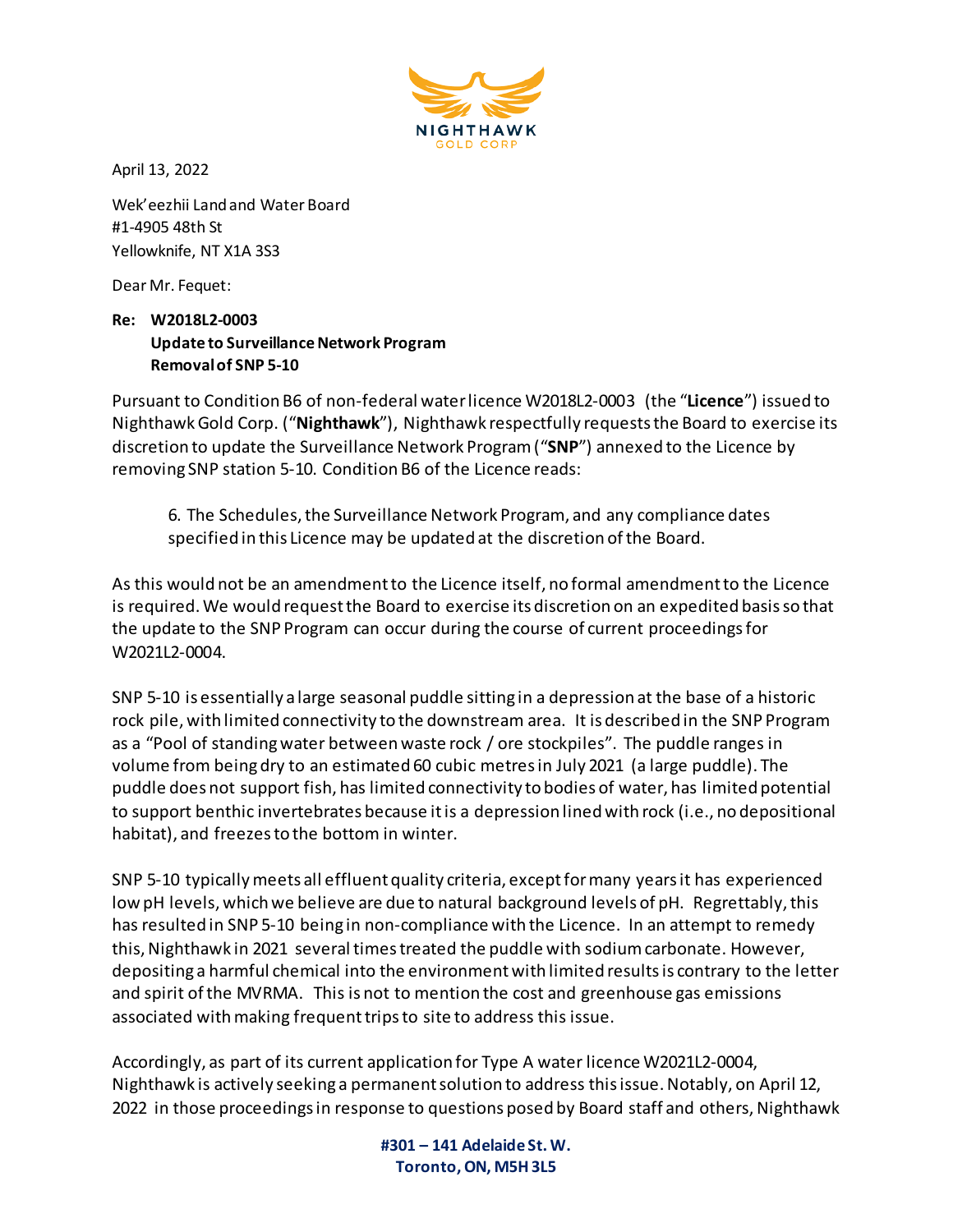April 13, 2022

Wek'eezhii Land and Water Board
#1-4905 48th St
Yellowknife, NT X1A 3S3

Dear Mr. Fequet:

**Re: W2018L2-0003**
**Update to Surveillance Network Program**
**Removal of SNP 5-10**

Pursuant to Condition B6 of non-federal water licence W2018L2-0003 (the "**Licence**") issued to Nighthawk Gold Corp. ("**Nighthawk**"), Nighthawk respectfully requests the Board to exercise its discretion to update the Surveillance Network Program ("**SNP**") annexed to the Licence by removing SNP station 5-10. Condition B6 of the Licence reads:

> 6. The Schedules, the Surveillance Network Program, and any compliance dates specified in this Licence may be updated at the discretion of the Board.

As this would not be an amendment to the Licence itself, no formal amendment to the Licence is required. We would request the Board to exercise its discretion on an expedited basis so that the update to the SNP Program can occur during the course of current proceedings for W2021L2-0004.

SNP 5-10 is essentially a large seasonal puddle sitting in a depression at the base of a historic rock pile, with limited connectivity to the downstream area. It is described in the SNP Program as a "Pool of standing water between waste rock / ore stockpiles". The puddle ranges in volume from being dry to an estimated 60 cubic metres in July 2021 (a large puddle). The puddle does not support fish, has limited connectivity to bodies of water, has limited potential to support benthic invertebrates because it is a depression lined with rock (i.e., no depositional habitat), and freezes to the bottom in winter.

SNP 5-10 typically meets all effluent quality criteria, except for many years it has experienced low pH levels, which we believe are due to natural background levels of pH. Regrettably, this has resulted in SNP 5-10 being in non-compliance with the Licence. In an attempt to remedy this, Nighthawk in 2021 several times treated the puddle with sodium carbonate. However, depositing a harmful chemical into the environment with limited results is contrary to the letter and spirit of the MVRMA. This is not to mention the cost and greenhouse gas emissions associated with making frequent trips to site to address this issue.

Accordingly, as part of its current application for Type A water licence W2021L2-0004, Nighthawk is actively seeking a permanent solution to address this issue. Notably, on April 12, 2022 in those proceedings in response to questions posed by Board staff and others, Nighthawk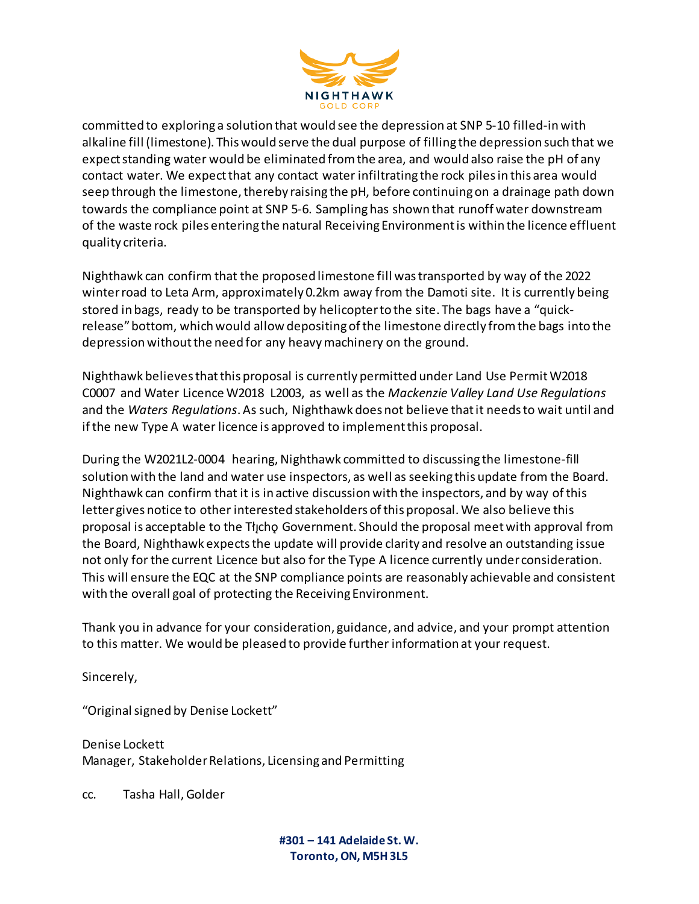committed to exploring a solution that would see the depression at SNP 5-10 filled-in with alkaline fill (limestone). This would serve the dual purpose of filling the depression such that we expect standing water would be eliminated from the area, and would also raise the pH of any contact water. We expect that any contact water infiltrating the rock piles in this area would seep through the limestone, thereby raising the pH, before continuing on a drainage path down towards the compliance point at SNP 5-6. Sampling has shown that runoff water downstream of the waste rock piles entering the natural Receiving Environment is within the licence effluent quality criteria.

Nighthawk can confirm that the proposed limestone fill was transported by way of the 2022 winter road to Leta Arm, approximately 0.2km away from the Damoti site. It is currently being stored in bags, ready to be transported by helicopter to the site. The bags have a "quick-release" bottom, which would allow depositing of the limestone directly from the bags into the depression without the need for any heavy machinery on the ground.

Nighthawk believes that this proposal is currently permitted under Land Use Permit W2018 C0007 and Water Licence W2018 L2003, as well as the *Mackenzie Valley Land Use Regulations* and the *Waters Regulations*. As such, Nighthawk does not believe that it needs to wait until and if the new Type A water licence is approved to implement this proposal.

During the W2021L2-0004 hearing, Nighthawk committed to discussing the limestone-fill solution with the land and water use inspectors, as well as seeking this update from the Board. Nighthawk can confirm that it is in active discussion with the inspectors, and by way of this letter gives notice to other interested stakeholders of this proposal. We also believe this proposal is acceptable to the Tłı̨chǫ Government. Should the proposal meet with approval from the Board, Nighthawk expects the update will provide clarity and resolve an outstanding issue not only for the current Licence but also for the Type A licence currently under consideration. This will ensure the EQC at the SNP compliance points are reasonably achievable and consistent with the overall goal of protecting the Receiving Environment.

Thank you in advance for your consideration, guidance, and advice, and your prompt attention to this matter. We would be pleased to provide further information at your request.

Sincerely,

"Original signed by Denise Lockett"

Denise Lockett
Manager, Stakeholder Relations, Licensing and Permitting

cc. Tasha Hall, Golder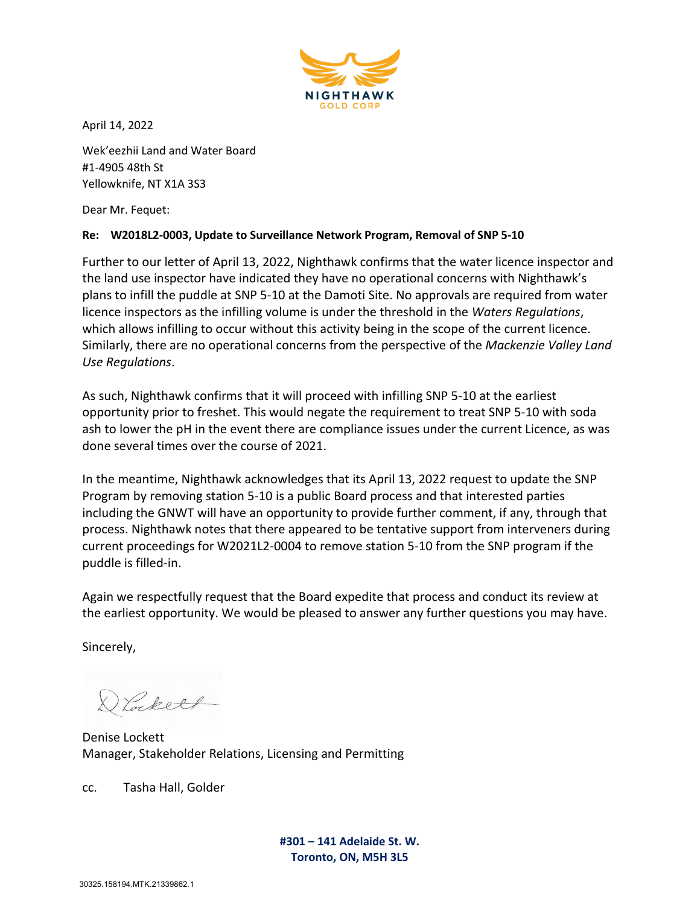NIGHTHAWK
GOLD CORP

April 14, 2022

Wek'eezhii Land and Water Board
#1-4905 48th St
Yellowknife, NT X1A 3S3

Dear Mr. Fequet:

**Re: W2018L2-0003, Update to Surveillance Network Program, Removal of SNP 5-10**

Further to our letter of April 13, 2022, Nighthawk confirms that the water licence inspector and the land use inspector have indicated they have no operational concerns with Nighthawk's plans to infill the puddle at SNP 5-10 at the Damoti Site. No approvals are required from water licence inspectors as the infilling volume is under the threshold in the *Waters Regulations*, which allows infilling to occur without this activity being in the scope of the current licence. Similarly, there are no operational concerns from the perspective of the *Mackenzie Valley Land Use Regulations*.

As such, Nighthawk confirms that it will proceed with infilling SNP 5-10 at the earliest opportunity prior to freshet. This would negate the requirement to treat SNP 5-10 with soda ash to lower the pH in the event there are compliance issues under the current Licence, as was done several times over the course of 2021.

In the meantime, Nighthawk acknowledges that its April 13, 2022 request to update the SNP Program by removing station 5-10 is a public Board process and that interested parties including the GNWT will have an opportunity to provide further comment, if any, through that process. Nighthawk notes that there appeared to be tentative support from interveners during current proceedings for W2021L2-0004 to remove station 5-10 from the SNP program if the puddle is filled-in.

Again we respectfully request that the Board expedite that process and conduct its review at the earliest opportunity. We would be pleased to answer any further questions you may have.

Sincerely,

D Lockett

Denise Lockett
Manager, Stakeholder Relations, Licensing and Permitting

cc. Tasha Hall, Golder

**#301 – 141 Adelaide St. W.**
**Toronto, ON, M5H 3L5**

30325.158194.MTK.21339862.1